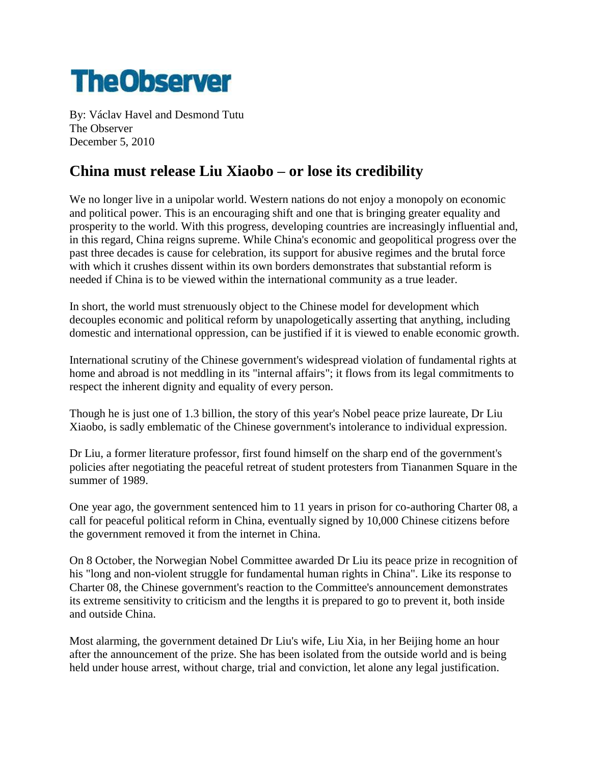# The Observer

By: Václav Havel and Desmond Tutu
The Observer
December 5, 2010

## China must release Liu Xiaobo – or lose its credibility

We no longer live in a unipolar world. Western nations do not enjoy a monopoly on economic and political power. This is an encouraging shift and one that is bringing greater equality and prosperity to the world. With this progress, developing countries are increasingly influential and, in this regard, China reigns supreme. While China's economic and geopolitical progress over the past three decades is cause for celebration, its support for abusive regimes and the brutal force with which it crushes dissent within its own borders demonstrates that substantial reform is needed if China is to be viewed within the international community as a true leader.

In short, the world must strenuously object to the Chinese model for development which decouples economic and political reform by unapologetically asserting that anything, including domestic and international oppression, can be justified if it is viewed to enable economic growth.

International scrutiny of the Chinese government's widespread violation of fundamental rights at home and abroad is not meddling in its "internal affairs"; it flows from its legal commitments to respect the inherent dignity and equality of every person.

Though he is just one of 1.3 billion, the story of this year's Nobel peace prize laureate, Dr Liu Xiaobo, is sadly emblematic of the Chinese government's intolerance to individual expression.

Dr Liu, a former literature professor, first found himself on the sharp end of the government's policies after negotiating the peaceful retreat of student protesters from Tiananmen Square in the summer of 1989.

One year ago, the government sentenced him to 11 years in prison for co-authoring Charter 08, a call for peaceful political reform in China, eventually signed by 10,000 Chinese citizens before the government removed it from the internet in China.

On 8 October, the Norwegian Nobel Committee awarded Dr Liu its peace prize in recognition of his "long and non-violent struggle for fundamental human rights in China". Like its response to Charter 08, the Chinese government's reaction to the Committee's announcement demonstrates its extreme sensitivity to criticism and the lengths it is prepared to go to prevent it, both inside and outside China.

Most alarming, the government detained Dr Liu's wife, Liu Xia, in her Beijing home an hour after the announcement of the prize. She has been isolated from the outside world and is being held under house arrest, without charge, trial and conviction, let alone any legal justification.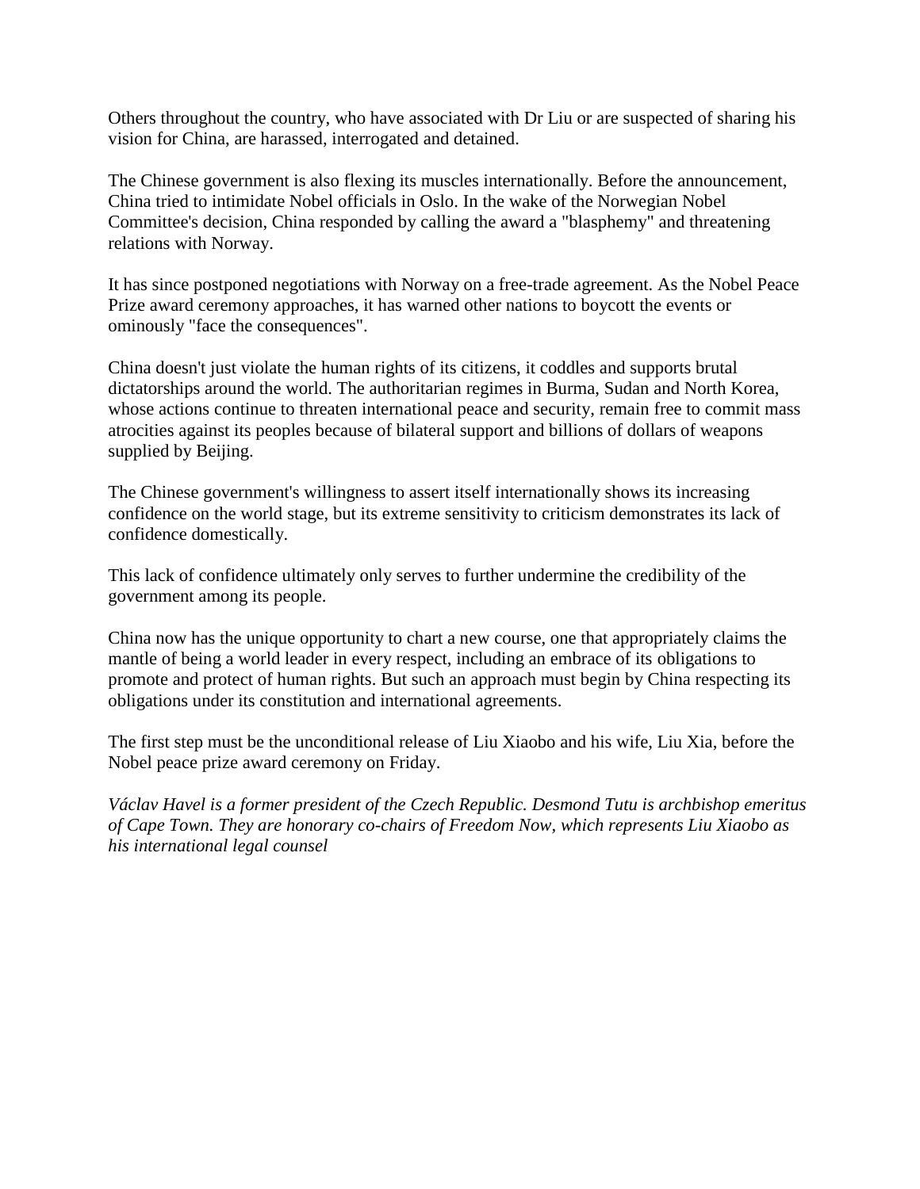Others throughout the country, who have associated with Dr Liu or are suspected of sharing his vision for China, are harassed, interrogated and detained.

The Chinese government is also flexing its muscles internationally. Before the announcement, China tried to intimidate Nobel officials in Oslo. In the wake of the Norwegian Nobel Committee's decision, China responded by calling the award a "blasphemy" and threatening relations with Norway.

It has since postponed negotiations with Norway on a free-trade agreement. As the Nobel Peace Prize award ceremony approaches, it has warned other nations to boycott the events or ominously "face the consequences".

China doesn't just violate the human rights of its citizens, it coddles and supports brutal dictatorships around the world. The authoritarian regimes in Burma, Sudan and North Korea, whose actions continue to threaten international peace and security, remain free to commit mass atrocities against its peoples because of bilateral support and billions of dollars of weapons supplied by Beijing.

The Chinese government's willingness to assert itself internationally shows its increasing confidence on the world stage, but its extreme sensitivity to criticism demonstrates its lack of confidence domestically.

This lack of confidence ultimately only serves to further undermine the credibility of the government among its people.

China now has the unique opportunity to chart a new course, one that appropriately claims the mantle of being a world leader in every respect, including an embrace of its obligations to promote and protect of human rights. But such an approach must begin by China respecting its obligations under its constitution and international agreements.

The first step must be the unconditional release of Liu Xiaobo and his wife, Liu Xia, before the Nobel peace prize award ceremony on Friday.

*Václav Havel is a former president of the Czech Republic. Desmond Tutu is archbishop emeritus of Cape Town. They are honorary co-chairs of Freedom Now, which represents Liu Xiaobo as his international legal counsel*